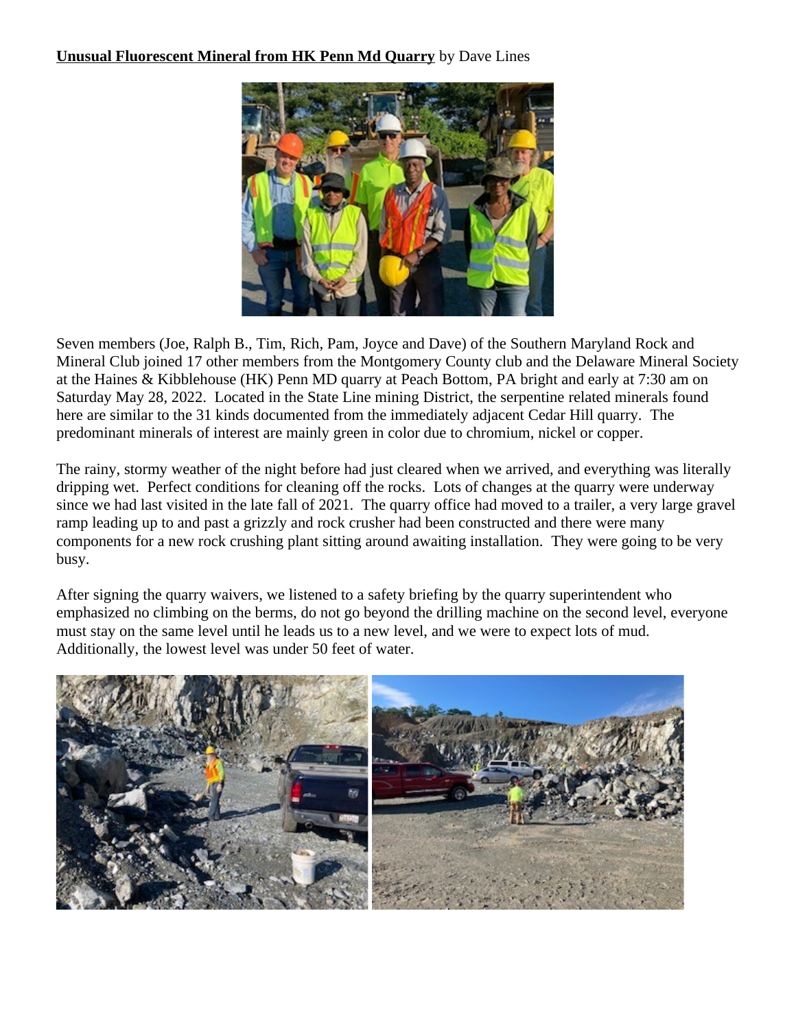**Unusual Fluorescent Mineral from HK Penn Md Quarry** by Dave Lines

Seven members (Joe, Ralph B., Tim, Rich, Pam, Joyce and Dave) of the Southern Maryland Rock and Mineral Club joined 17 other members from the Montgomery County club and the Delaware Mineral Society at the Haines & Kibblehouse (HK) Penn MD quarry at Peach Bottom, PA bright and early at 7:30 am on Saturday May 28, 2022. Located in the State Line mining District, the serpentine related minerals found here are similar to the 31 kinds documented from the immediately adjacent Cedar Hill quarry. The predominant minerals of interest are mainly green in color due to chromium, nickel or copper.

The rainy, stormy weather of the night before had just cleared when we arrived, and everything was literally dripping wet. Perfect conditions for cleaning off the rocks. Lots of changes at the quarry were underway since we had last visited in the late fall of 2021. The quarry office had moved to a trailer, a very large gravel ramp leading up to and past a grizzly and rock crusher had been constructed and there were many components for a new rock crushing plant sitting around awaiting installation. They were going to be very busy.

After signing the quarry waivers, we listened to a safety briefing by the quarry superintendent who emphasized no climbing on the berms, do not go beyond the drilling machine on the second level, everyone must stay on the same level until he leads us to a new level, and we were to expect lots of mud. Additionally, the lowest level was under 50 feet of water.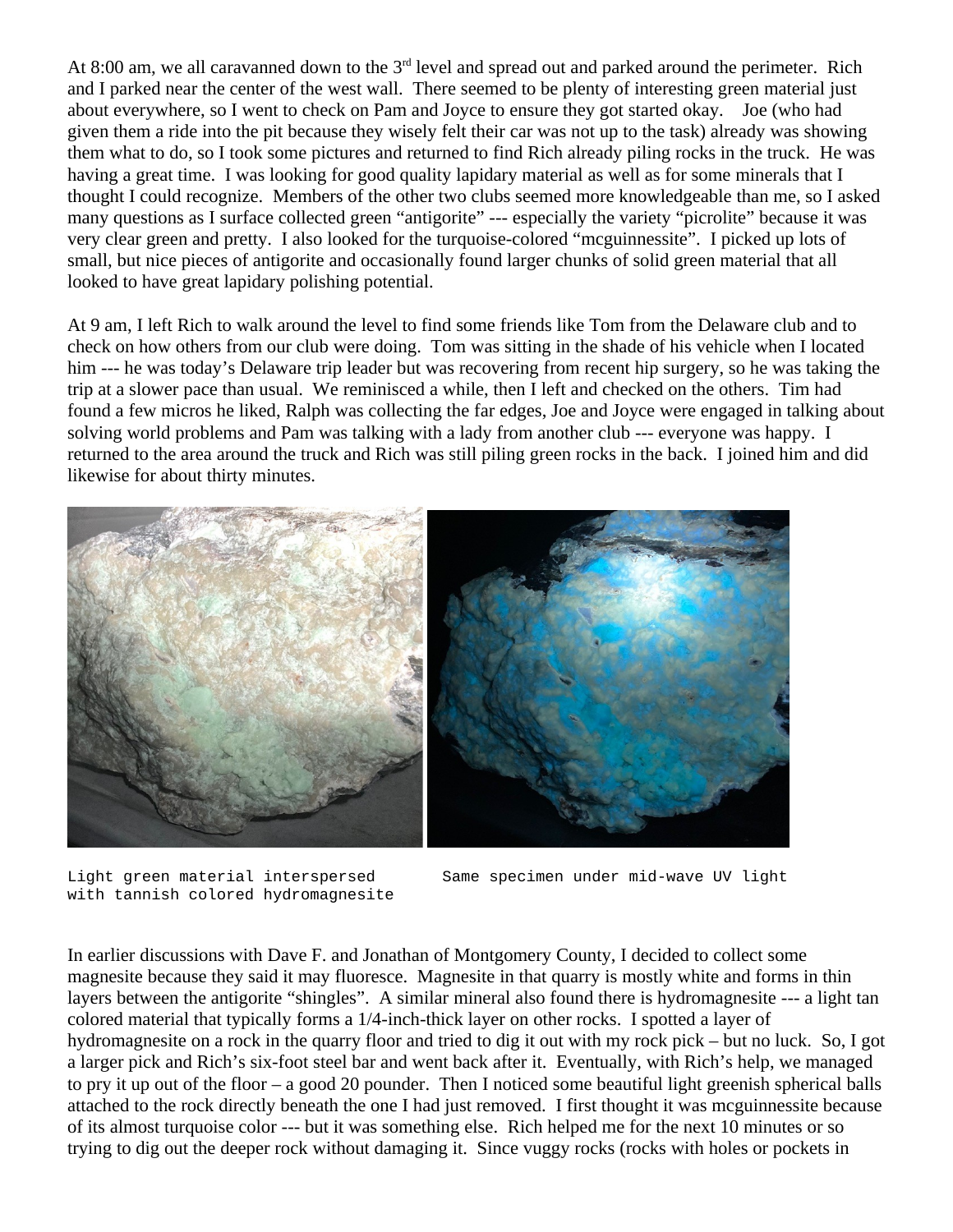At 8:00 am, we all caravanned down to the 3rd level and spread out and parked around the perimeter. Rich and I parked near the center of the west wall. There seemed to be plenty of interesting green material just about everywhere, so I went to check on Pam and Joyce to ensure they got started okay. Joe (who had given them a ride into the pit because they wisely felt their car was not up to the task) already was showing them what to do, so I took some pictures and returned to find Rich already piling rocks in the truck. He was having a great time. I was looking for good quality lapidary material as well as for some minerals that I thought I could recognize. Members of the other two clubs seemed more knowledgeable than me, so I asked many questions as I surface collected green "antigorite" --- especially the variety "picrolite" because it was very clear green and pretty. I also looked for the turquoise-colored "mcguinnessite". I picked up lots of small, but nice pieces of antigorite and occasionally found larger chunks of solid green material that all looked to have great lapidary polishing potential.

At 9 am, I left Rich to walk around the level to find some friends like Tom from the Delaware club and to check on how others from our club were doing. Tom was sitting in the shade of his vehicle when I located him --- he was today's Delaware trip leader but was recovering from recent hip surgery, so he was taking the trip at a slower pace than usual. We reminisced a while, then I left and checked on the others. Tim had found a few micros he liked, Ralph was collecting the far edges, Joe and Joyce were engaged in talking about solving world problems and Pam was talking with a lady from another club --- everyone was happy. I returned to the area around the truck and Rich was still piling green rocks in the back. I joined him and did likewise for about thirty minutes.

Light green material interspersed with tannish colored hydromagnesite

Same specimen under mid-wave UV light

In earlier discussions with Dave F. and Jonathan of Montgomery County, I decided to collect some magnesite because they said it may fluoresce. Magnesite in that quarry is mostly white and forms in thin layers between the antigorite "shingles". A similar mineral also found there is hydromagnesite --- a light tan colored material that typically forms a 1/4-inch-thick layer on other rocks. I spotted a layer of hydromagnesite on a rock in the quarry floor and tried to dig it out with my rock pick – but no luck. So, I got a larger pick and Rich's six-foot steel bar and went back after it. Eventually, with Rich's help, we managed to pry it up out of the floor – a good 20 pounder. Then I noticed some beautiful light greenish spherical balls attached to the rock directly beneath the one I had just removed. I first thought it was mcguinnessite because of its almost turquoise color --- but it was something else. Rich helped me for the next 10 minutes or so trying to dig out the deeper rock without damaging it. Since vuggy rocks (rocks with holes or pockets in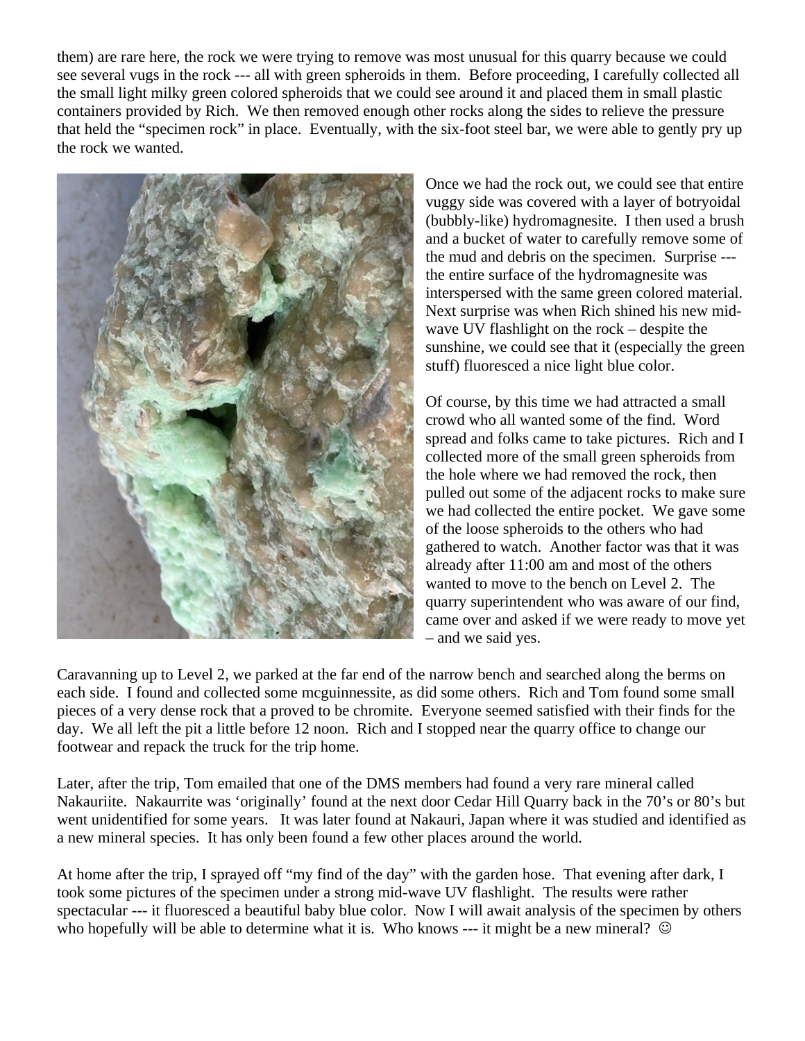them) are rare here, the rock we were trying to remove was most unusual for this quarry because we could see several vugs in the rock --- all with green spheroids in them. Before proceeding, I carefully collected all the small light milky green colored spheroids that we could see around it and placed them in small plastic containers provided by Rich. We then removed enough other rocks along the sides to relieve the pressure that held the "specimen rock" in place. Eventually, with the six-foot steel bar, we were able to gently pry up the rock we wanted.

Once we had the rock out, we could see that entire vuggy side was covered with a layer of botryoidal (bubbly-like) hydromagnesite. I then used a brush and a bucket of water to carefully remove some of the mud and debris on the specimen. Surprise --- the entire surface of the hydromagnesite was interspersed with the same green colored material. Next surprise was when Rich shined his new mid-wave UV flashlight on the rock – despite the sunshine, we could see that it (especially the green stuff) fluoresced a nice light blue color.

Of course, by this time we had attracted a small crowd who all wanted some of the find. Word spread and folks came to take pictures. Rich and I collected more of the small green spheroids from the hole where we had removed the rock, then pulled out some of the adjacent rocks to make sure we had collected the entire pocket. We gave some of the loose spheroids to the others who had gathered to watch. Another factor was that it was already after 11:00 am and most of the others wanted to move to the bench on Level 2. The quarry superintendent who was aware of our find, came over and asked if we were ready to move yet – and we said yes.

Caravanning up to Level 2, we parked at the far end of the narrow bench and searched along the berms on each side. I found and collected some mcguinnessite, as did some others. Rich and Tom found some small pieces of a very dense rock that a proved to be chromite. Everyone seemed satisfied with their finds for the day. We all left the pit a little before 12 noon. Rich and I stopped near the quarry office to change our footwear and repack the truck for the trip home.

Later, after the trip, Tom emailed that one of the DMS members had found a very rare mineral called Nakauriite. Nakaurrite was 'originally' found at the next door Cedar Hill Quarry back in the 70's or 80's but went unidentified for some years. It was later found at Nakauri, Japan where it was studied and identified as a new mineral species. It has only been found a few other places around the world.

At home after the trip, I sprayed off "my find of the day" with the garden hose. That evening after dark, I took some pictures of the specimen under a strong mid-wave UV flashlight. The results were rather spectacular --- it fluoresced a beautiful baby blue color. Now I will await analysis of the specimen by others who hopefully will be able to determine what it is. Who knows --- it might be a new mineral? ☺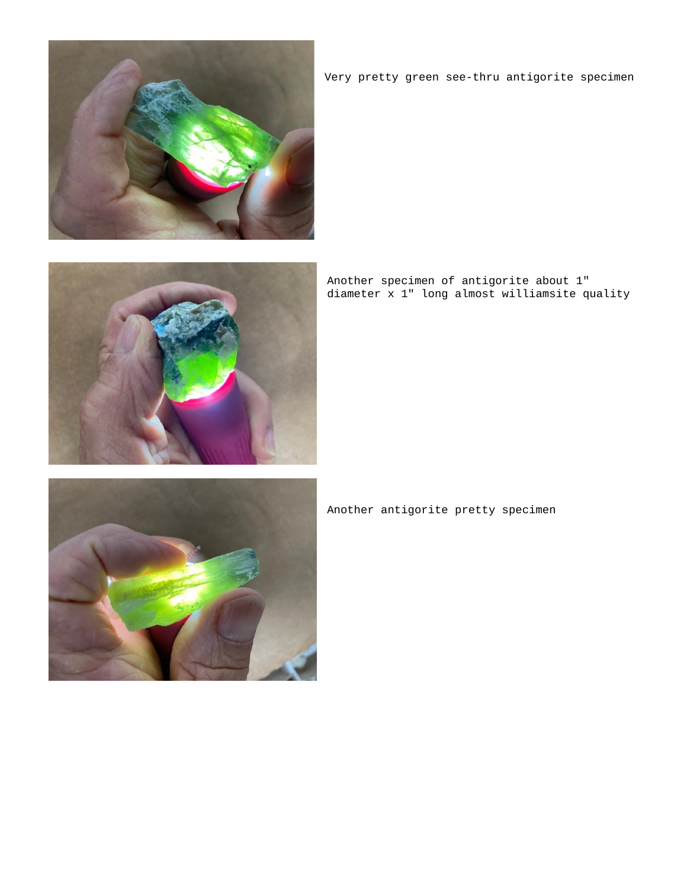Very pretty green see-thru antigorite specimen

Another specimen of antigorite about 1" diameter x 1" long almost williamsite quality

Another antigorite pretty specimen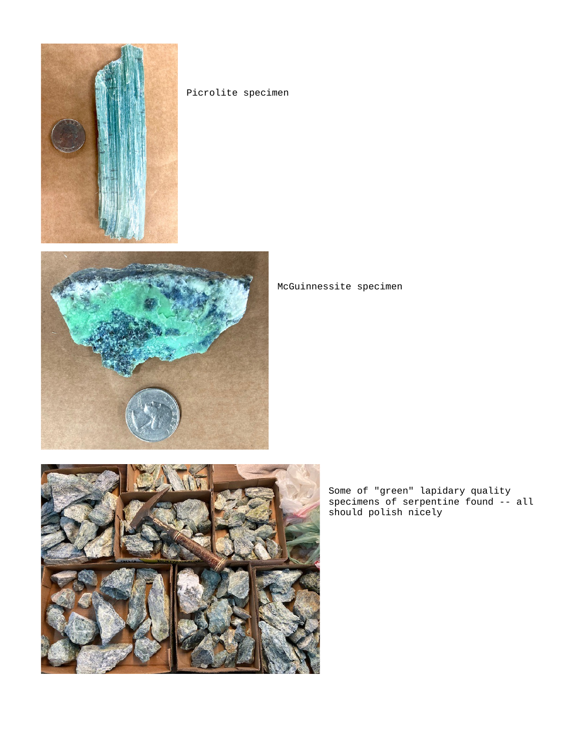Picrolite specimen

McGuinnessite specimen

Some of "green" lapidary quality specimens of serpentine found -- all should polish nicely